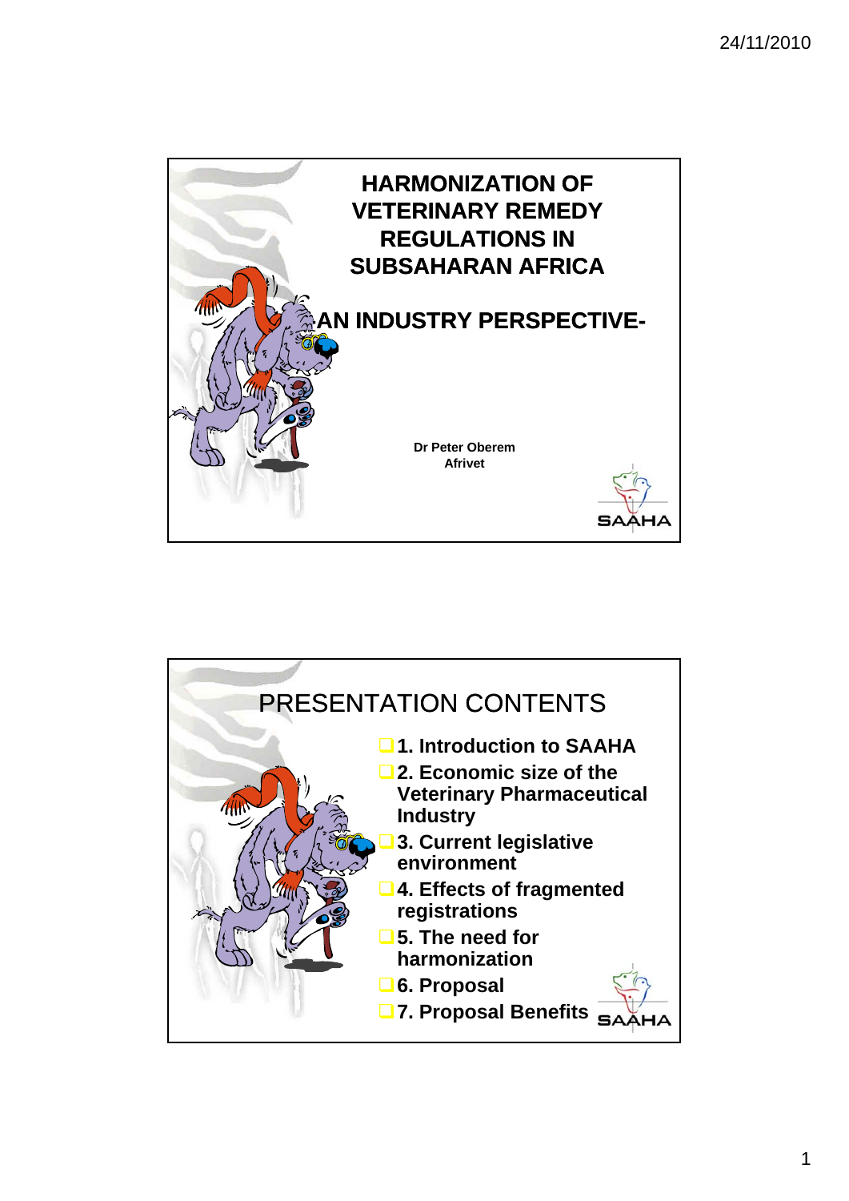# HARMONIZATION OF VETERINARY REMEDY REGULATIONS IN SUBSAHARAN AFRICA

## -AN INDUSTRY PERSPECTIVE-

**Dr Peter Oberem**
**Afrivet**

SAAHA

---

# PRESENTATION CONTENTS

- **1. Introduction to SAAHA**
- **2. Economic size of the Veterinary Pharmaceutical Industry**
- **3. Current legislative environment**
- **4. Effects of fragmented registrations**
- **5. The need for harmonization**
- **6. Proposal**
- **7. Proposal Benefits**

SAAHA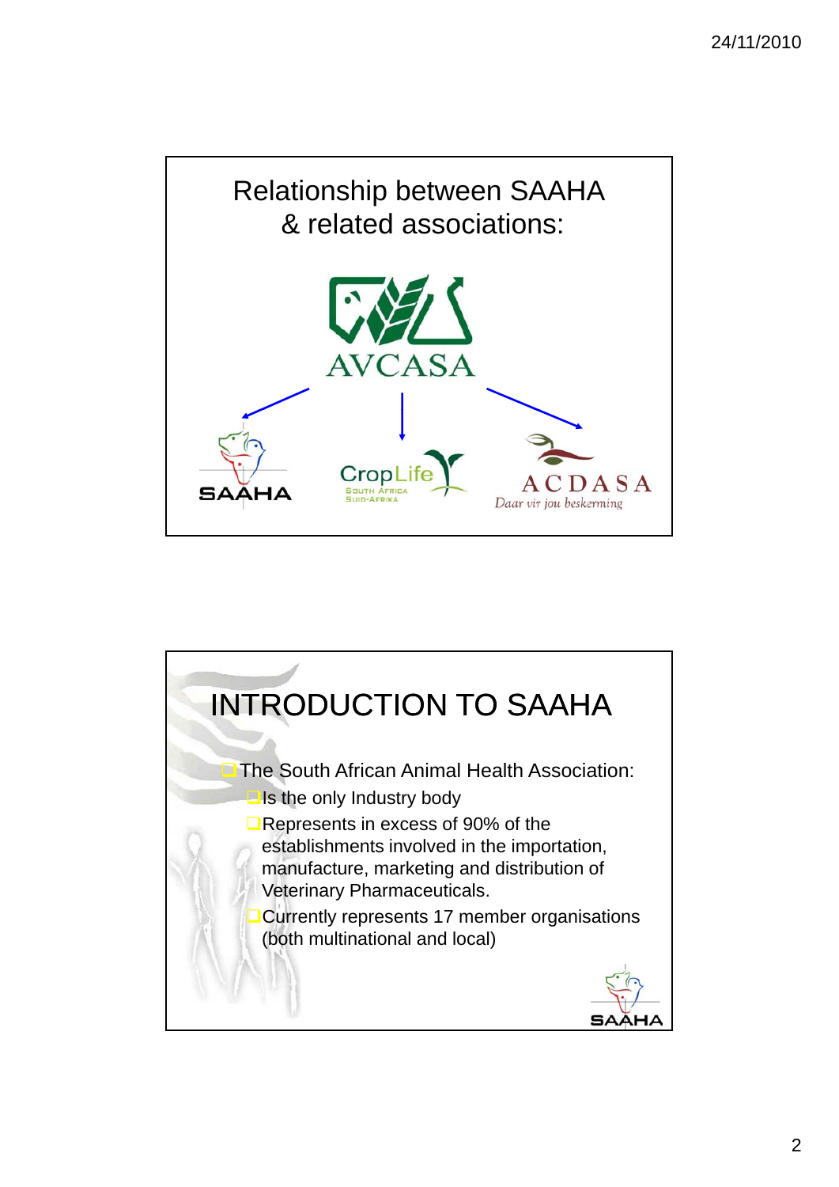## Relationship between SAAHA & related associations:

AVCASA

SAAHA

CropLife South Africa Suid-Afrika

ACDASA *Daar vir jou beskerming*

## INTRODUCTION TO SAAHA

- The South African Animal Health Association:
  - Is the only Industry body
  - Represents in excess of 90% of the establishments involved in the importation, manufacture, marketing and distribution of Veterinary Pharmaceuticals.
  - Currently represents 17 member organisations (both multinational and local)

SAAHA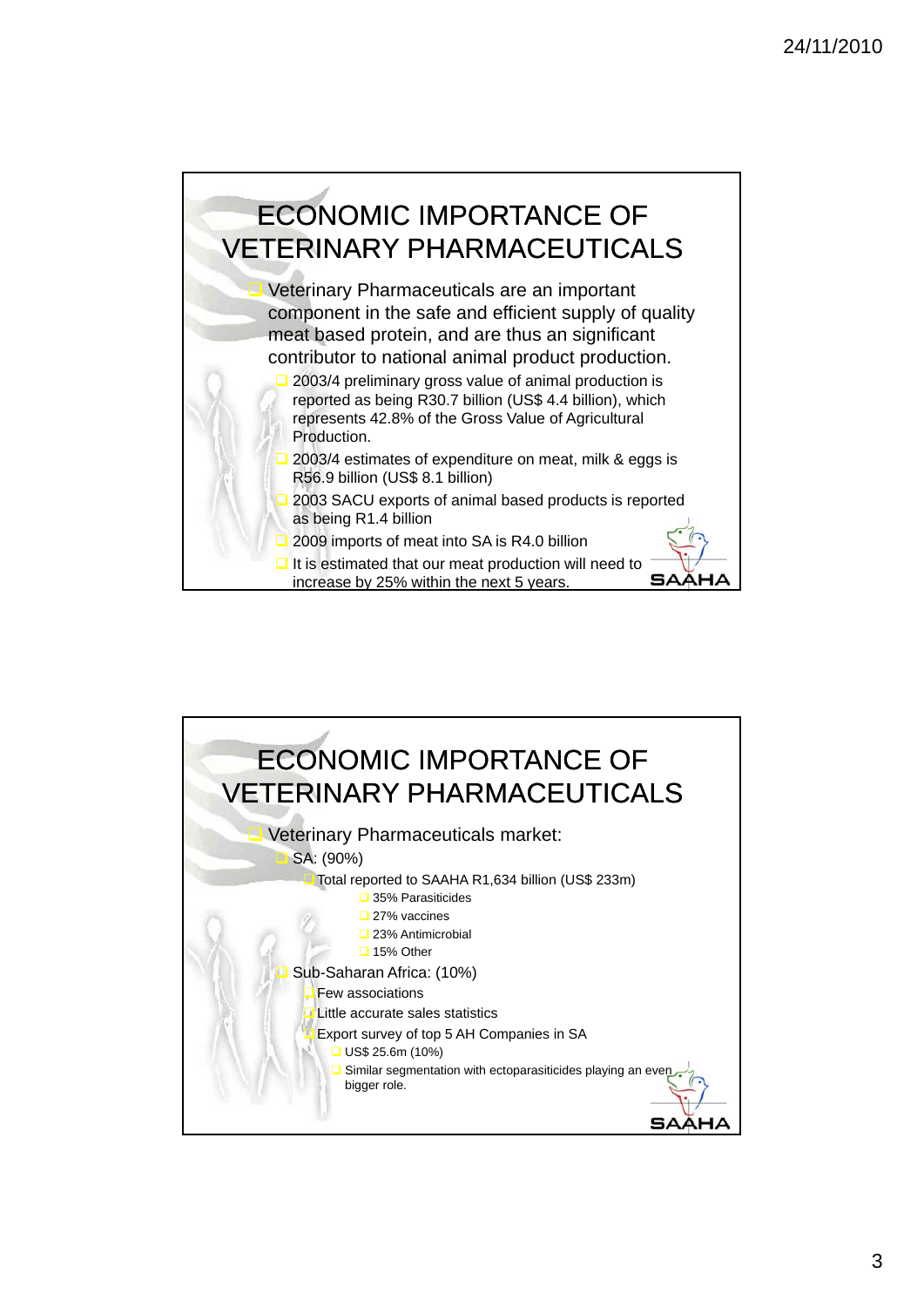# ECONOMIC IMPORTANCE OF VETERINARY PHARMACEUTICALS

- Veterinary Pharmaceuticals are an important component in the safe and efficient supply of quality meat based protein, and are thus an significant contributor to national animal product production.
  - 2003/4 preliminary gross value of animal production is reported as being R30.7 billion (US$ 4.4 billion), which represents 42.8% of the Gross Value of Agricultural Production.
  - 2003/4 estimates of expenditure on meat, milk & eggs is R56.9 billion (US$ 8.1 billion)
  - 2003 SACU exports of animal based products is reported as being R1.4 billion
  - 2009 imports of meat into SA is R4.0 billion
  - It is estimated that our meat production will need to increase by 25% within the next 5 years.

SAAHA

# ECONOMIC IMPORTANCE OF VETERINARY PHARMACEUTICALS

- Veterinary Pharmaceuticals market:
  - SA: (90%)
    - Total reported to SAAHA R1,634 billion (US$ 233m)
      - 35% Parasiticides
      - 27% vaccines
      - 23% Antimicrobial
      - 15% Other
  - Sub-Saharan Africa: (10%)
    - Few associations
    - Little accurate sales statistics
    - Export survey of top 5 AH Companies in SA
      - US$ 25.6m (10%)
      - Similar segmentation with ectoparasiticides playing an even bigger role.

SAAHA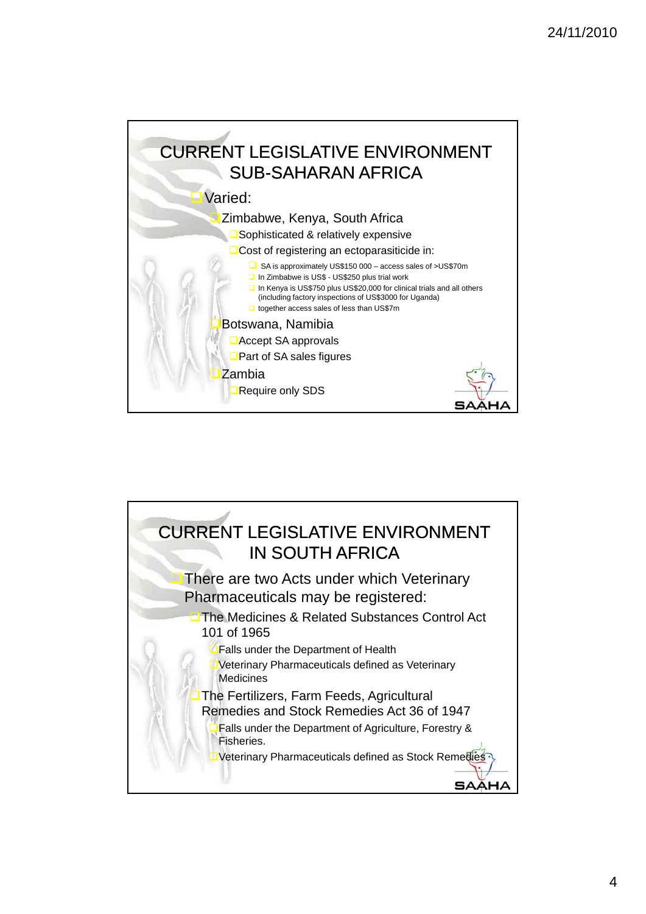## CURRENT LEGISLATIVE ENVIRONMENT SUB-SAHARAN AFRICA

- Varied:
  - Zimbabwe, Kenya, South Africa
    - Sophisticated & relatively expensive
    - Cost of registering an ectoparasiticide in:
      - SA is approximately US$150 000 – access sales of >US$70m
      - In Zimbabwe is US$ - US$250 plus trial work
      - In Kenya is US$750 plus US$20,000 for clinical trials and all others (including factory inspections of US$3000 for Uganda)
      - together access sales of less than US$7m
  - Botswana, Namibia
    - Accept SA approvals
    - Part of SA sales figures
  - Zambia
    - Require only SDS

SAAHA

## CURRENT LEGISLATIVE ENVIRONMENT IN SOUTH AFRICA

- There are two Acts under which Veterinary Pharmaceuticals may be registered:
  - The Medicines & Related Substances Control Act 101 of 1965
    - Falls under the Department of Health
    - Veterinary Pharmaceuticals defined as Veterinary Medicines
  - The Fertilizers, Farm Feeds, Agricultural Remedies and Stock Remedies Act 36 of 1947
    - Falls under the Department of Agriculture, Forestry & Fisheries.
    - Veterinary Pharmaceuticals defined as Stock Remedies

SAAHA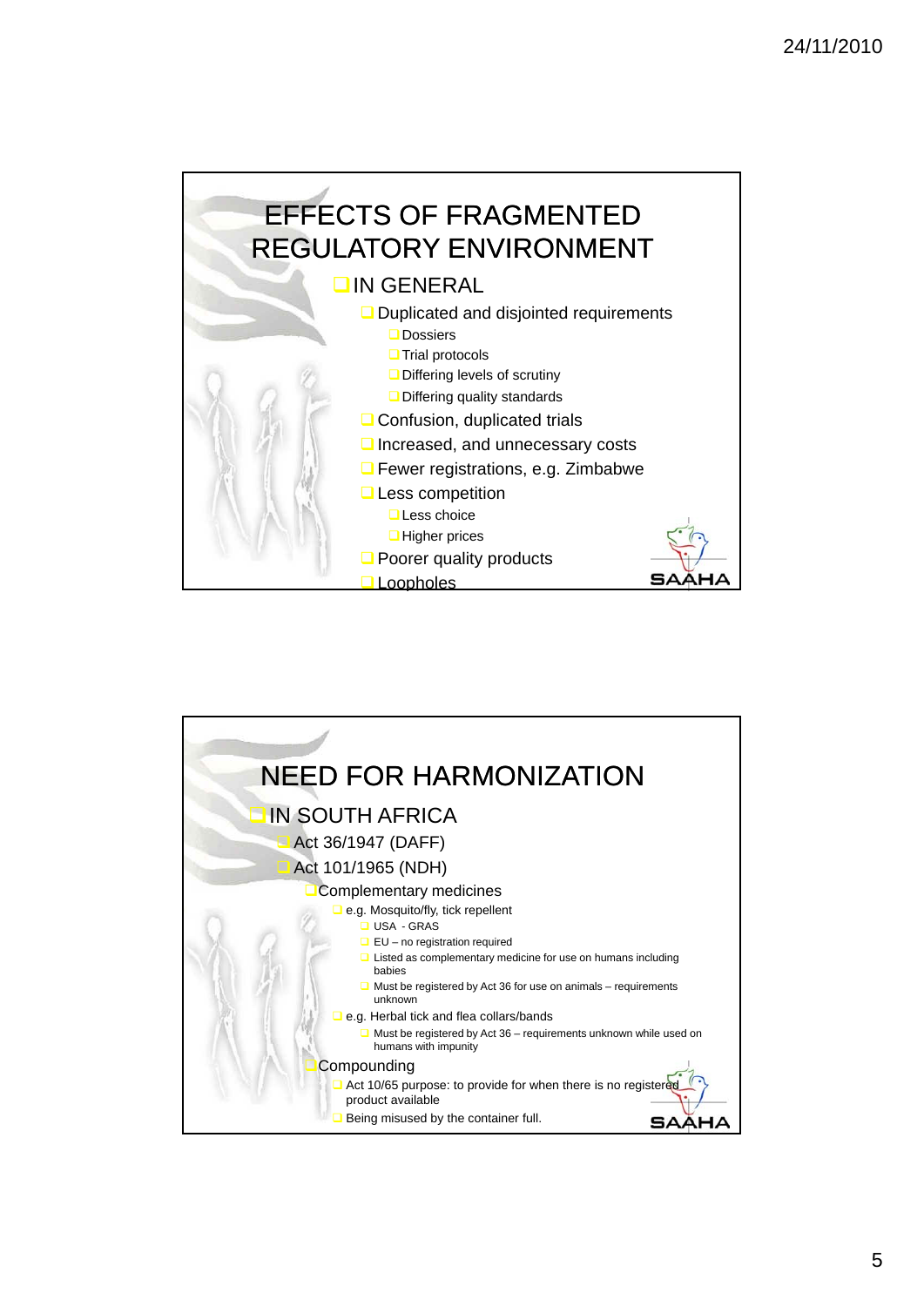# EFFECTS OF FRAGMENTED REGULATORY ENVIRONMENT

- IN GENERAL
  - Duplicated and disjointed requirements
    - Dossiers
    - Trial protocols
    - Differing levels of scrutiny
    - Differing quality standards
  - Confusion, duplicated trials
  - Increased, and unnecessary costs
  - Fewer registrations, e.g. Zimbabwe
  - Less competition
    - Less choice
    - Higher prices
  - Poorer quality products
  - Loopholes

SAAHA

# NEED FOR HARMONIZATION

- IN SOUTH AFRICA
  - Act 36/1947 (DAFF)
  - Act 101/1965 (NDH)
    - Complementary medicines
      - e.g. Mosquito/fly, tick repellent
        - USA - GRAS
        - EU – no registration required
        - Listed as complementary medicine for use on humans including babies
        - Must be registered by Act 36 for use on animals – requirements unknown
      - e.g. Herbal tick and flea collars/bands
        - Must be registered by Act 36 – requirements unknown while used on humans with impunity
    - Compounding
      - Act 10/65 purpose: to provide for when there is no registered product available
      - Being misused by the container full.

SAAHA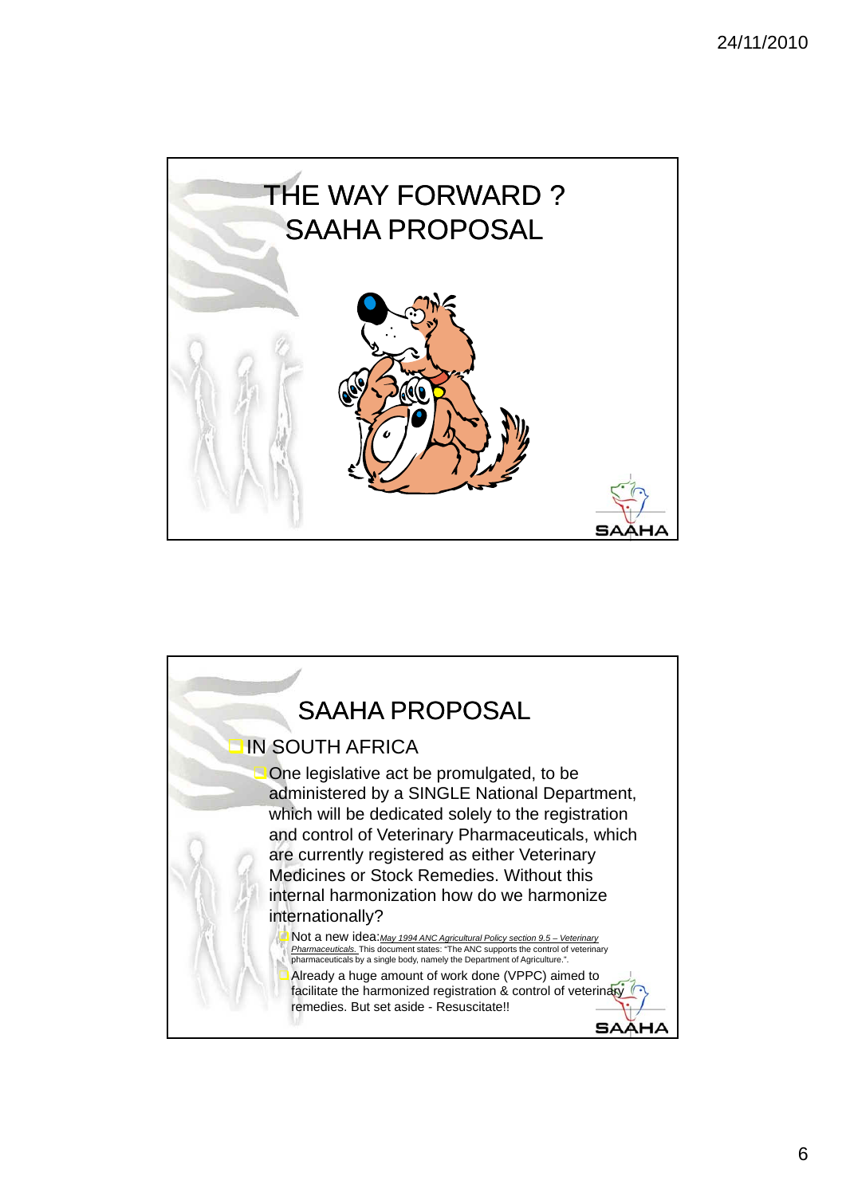# THE WAY FORWARD ? SAAHA PROPOSAL

SAAHA

# SAAHA PROPOSAL

- IN SOUTH AFRICA
  - One legislative act be promulgated, to be administered by a SINGLE National Department, which will be dedicated solely to the registration and control of Veterinary Pharmaceuticals, which are currently registered as either Veterinary Medicines or Stock Remedies. Without this internal harmonization how do we harmonize internationally?
    - Not a new idea: *May 1994 ANC Agricultural Policy section 9.5 – Veterinary Pharmaceuticals.* This document states: "The ANC supports the control of veterinary pharmaceuticals by a single body, namely the Department of Agriculture.".
    - Already a huge amount of work done (VPPC) aimed to facilitate the harmonized registration & control of veterinary remedies. But set aside - Resuscitate!!

SAAHA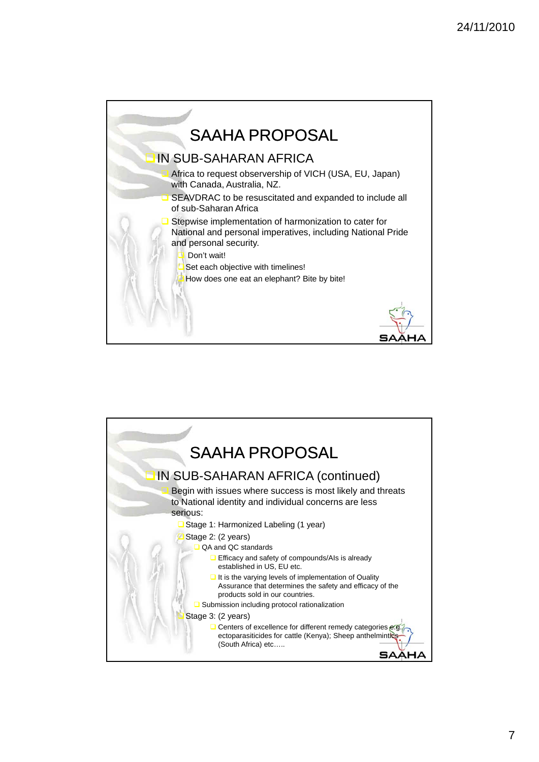## SAAHA PROPOSAL

- IN SUB-SAHARAN AFRICA
  - Africa to request observership of VICH (USA, EU, Japan) with Canada, Australia, NZ.
  - SEAVDRAC to be resuscitated and expanded to include all of sub-Saharan Africa
  - Stepwise implementation of harmonization to cater for National and personal imperatives, including National Pride and personal security.
    - Don't wait!
    - Set each objective with timelines!
    - How does one eat an elephant? Bite by bite!

## SAAHA PROPOSAL

- IN SUB-SAHARAN AFRICA (continued)
  - Begin with issues where success is most likely and threats to National identity and individual concerns are less serious:
    - Stage 1: Harmonized Labeling (1 year)
    - Stage 2: (2 years)
      - QA and QC standards
        - Efficacy and safety of compounds/AIs is already established in US, EU etc.
        - It is the varying levels of implementation of Quality Assurance that determines the safety and efficacy of the products sold in our countries.
      - Submission including protocol rationalization
    - Stage 3: (2 years)
      - Centers of excellence for different remedy categories e.g. ectoparasiticides for cattle (Kenya); Sheep anthelmintics (South Africa) etc…..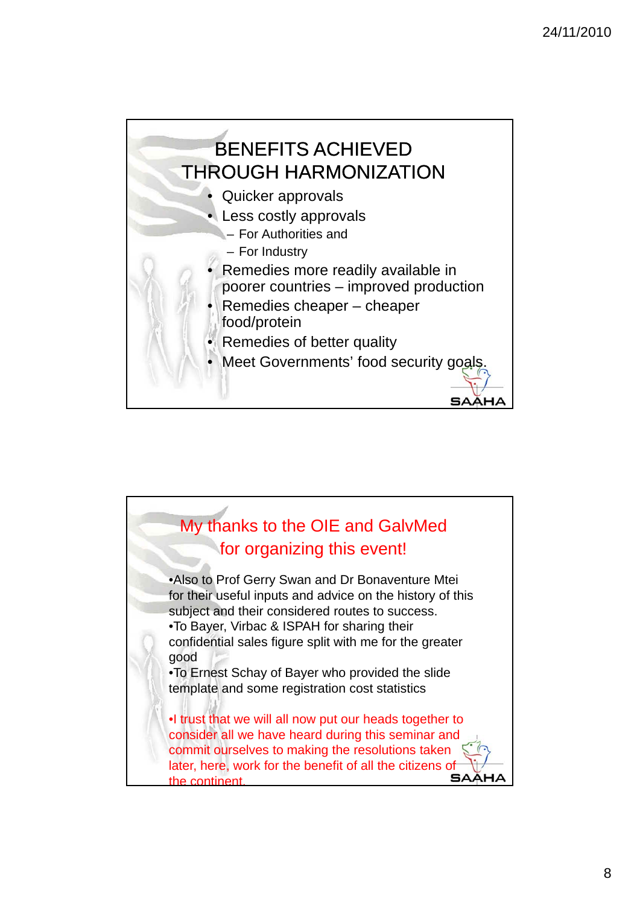## BENEFITS ACHIEVED THROUGH HARMONIZATION

- Quicker approvals
- Less costly approvals
  - For Authorities and
  - For Industry
- Remedies more readily available in poorer countries – improved production
- Remedies cheaper – cheaper food/protein
- Remedies of better quality
- Meet Governments' food security goals.

SAAHA

## My thanks to the OIE and GalvMed for organizing this event!

- Also to Prof Gerry Swan and Dr Bonaventure Mtei for their useful inputs and advice on the history of this subject and their considered routes to success.
- To Bayer, Virbac & ISPAH for sharing their confidential sales figure split with me for the greater good
- To Ernest Schay of Bayer who provided the slide template and some registration cost statistics

- I trust that we will all now put our heads together to consider all we have heard during this seminar and commit ourselves to making the resolutions taken later, here, work for the benefit of all the citizens of the continent.

SAAHA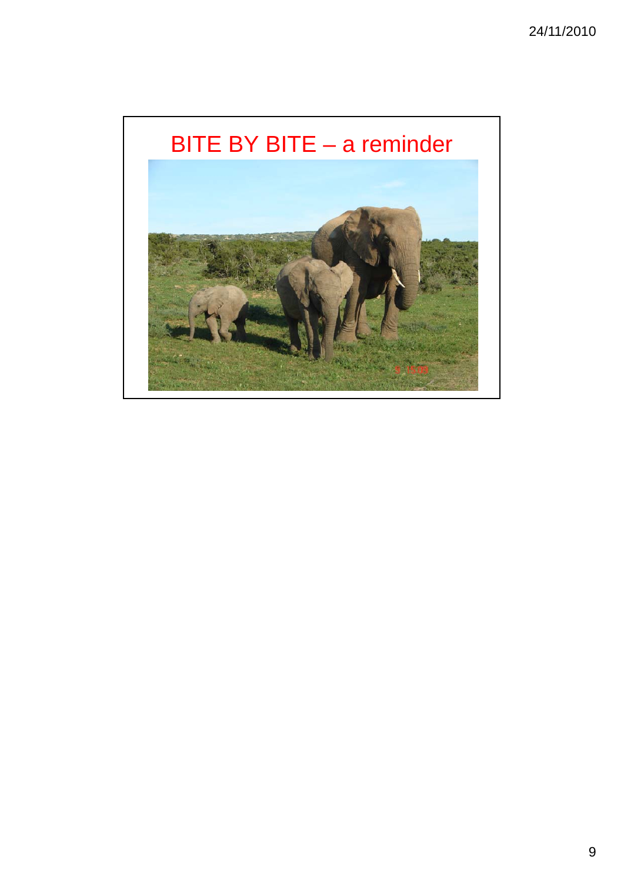# BITE BY BITE – a reminder